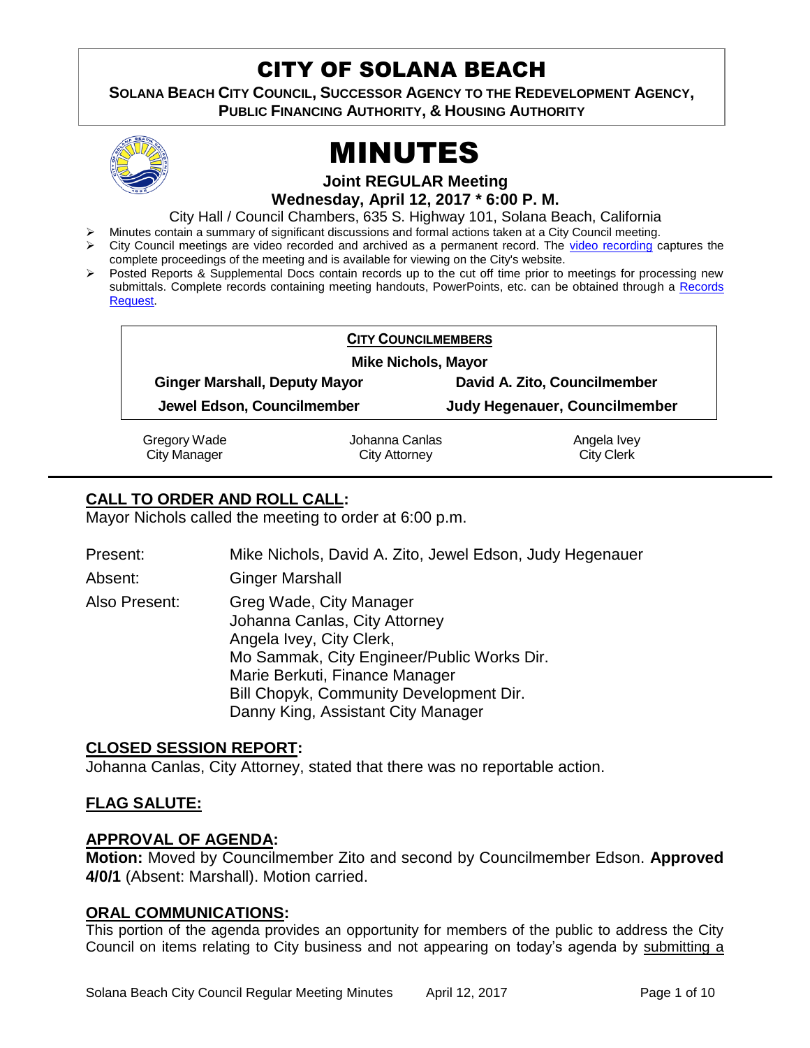# CITY OF SOLANA BEACH

**SOLANA BEACH CITY COUNCIL, SUCCESSOR AGENCY TO THE REDEVELOPMENT AGENCY, PUBLIC FINANCING AUTHORITY, & HOUSING AUTHORITY**

# MINUTES

**Joint REGULAR Meeting**
**Wednesday, April 12, 2017 * 6:00 P. M.**

City Hall / Council Chambers, 635 S. Highway 101, Solana Beach, California

- Minutes contain a summary of significant discussions and formal actions taken at a City Council meeting.
- City Council meetings are video recorded and archived as a permanent record. The video recording captures the complete proceedings of the meeting and is available for viewing on the City's website.
- Posted Reports & Supplemental Docs contain records up to the cut off time prior to meetings for processing new submittals. Complete records containing meeting handouts, PowerPoints, etc. can be obtained through a Records Request.

**CITY COUNCILMEMBERS**

**Mike Nichols, Mayor**

| | |
|---|---|
| **Ginger Marshall, Deputy Mayor** | **David A. Zito, Councilmember** |
| **Jewel Edson, Councilmember** | **Judy Hegenauer, Councilmember** |

| | | |
|---|---|---|
| Gregory Wade<br>City Manager | Johanna Canlas<br>City Attorney | Angela Ivey<br>City Clerk |

## CALL TO ORDER AND ROLL CALL:

Mayor Nichols called the meeting to order at 6:00 p.m.

Present: Mike Nichols, David A. Zito, Jewel Edson, Judy Hegenauer

Absent: Ginger Marshall

Also Present: Greg Wade, City Manager
Johanna Canlas, City Attorney
Angela Ivey, City Clerk,
Mo Sammak, City Engineer/Public Works Dir.
Marie Berkuti, Finance Manager
Bill Chopyk, Community Development Dir.
Danny King, Assistant City Manager

## CLOSED SESSION REPORT:

Johanna Canlas, City Attorney, stated that there was no reportable action.

## FLAG SALUTE:

## APPROVAL OF AGENDA:

**Motion:** Moved by Councilmember Zito and second by Councilmember Edson. **Approved 4/0/1** (Absent: Marshall). Motion carried.

## ORAL COMMUNICATIONS:

This portion of the agenda provides an opportunity for members of the public to address the City Council on items relating to City business and not appearing on today's agenda by submitting a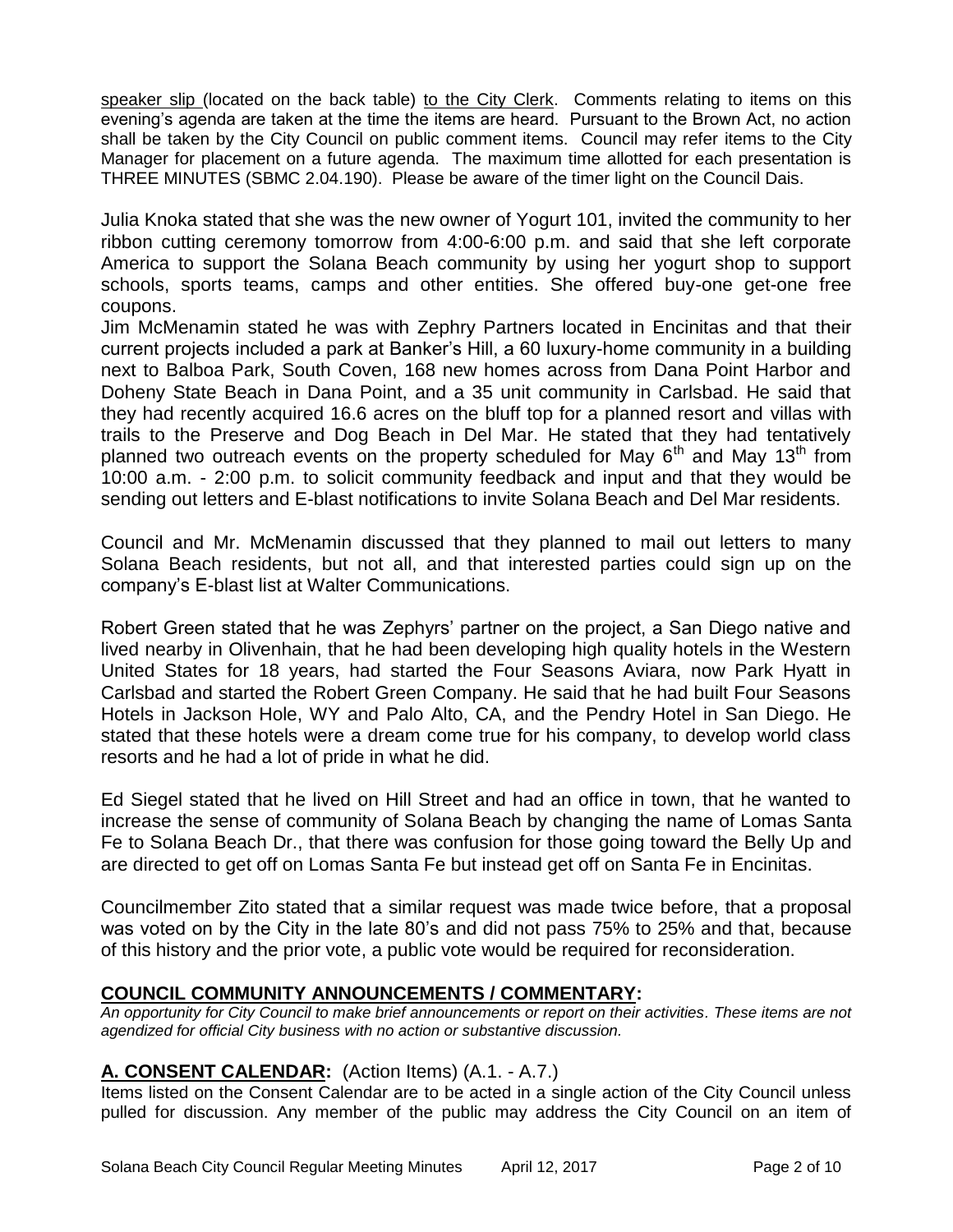speaker slip (located on the back table) to the City Clerk. Comments relating to items on this evening's agenda are taken at the time the items are heard. Pursuant to the Brown Act, no action shall be taken by the City Council on public comment items. Council may refer items to the City Manager for placement on a future agenda. The maximum time allotted for each presentation is THREE MINUTES (SBMC 2.04.190). Please be aware of the timer light on the Council Dais.

Julia Knoka stated that she was the new owner of Yogurt 101, invited the community to her ribbon cutting ceremony tomorrow from 4:00-6:00 p.m. and said that she left corporate America to support the Solana Beach community by using her yogurt shop to support schools, sports teams, camps and other entities. She offered buy-one get-one free coupons.

Jim McMenamin stated he was with Zephry Partners located in Encinitas and that their current projects included a park at Banker's Hill, a 60 luxury-home community in a building next to Balboa Park, South Coven, 168 new homes across from Dana Point Harbor and Doheny State Beach in Dana Point, and a 35 unit community in Carlsbad. He said that they had recently acquired 16.6 acres on the bluff top for a planned resort and villas with trails to the Preserve and Dog Beach in Del Mar. He stated that they had tentatively planned two outreach events on the property scheduled for May 6th and May 13th from 10:00 a.m. - 2:00 p.m. to solicit community feedback and input and that they would be sending out letters and E-blast notifications to invite Solana Beach and Del Mar residents.

Council and Mr. McMenamin discussed that they planned to mail out letters to many Solana Beach residents, but not all, and that interested parties could sign up on the company's E-blast list at Walter Communications.

Robert Green stated that he was Zephyrs' partner on the project, a San Diego native and lived nearby in Olivenhain, that he had been developing high quality hotels in the Western United States for 18 years, had started the Four Seasons Aviara, now Park Hyatt in Carlsbad and started the Robert Green Company. He said that he had built Four Seasons Hotels in Jackson Hole, WY and Palo Alto, CA, and the Pendry Hotel in San Diego. He stated that these hotels were a dream come true for his company, to develop world class resorts and he had a lot of pride in what he did.

Ed Siegel stated that he lived on Hill Street and had an office in town, that he wanted to increase the sense of community of Solana Beach by changing the name of Lomas Santa Fe to Solana Beach Dr., that there was confusion for those going toward the Belly Up and are directed to get off on Lomas Santa Fe but instead get off on Santa Fe in Encinitas.

Councilmember Zito stated that a similar request was made twice before, that a proposal was voted on by the City in the late 80's and did not pass 75% to 25% and that, because of this history and the prior vote, a public vote would be required for reconsideration.

## COUNCIL COMMUNITY ANNOUNCEMENTS / COMMENTARY:

*An opportunity for City Council to make brief announcements or report on their activities. These items are not agendized for official City business with no action or substantive discussion.*

## A. CONSENT CALENDAR: (Action Items) (A.1. - A.7.)

Items listed on the Consent Calendar are to be acted in a single action of the City Council unless pulled for discussion. Any member of the public may address the City Council on an item of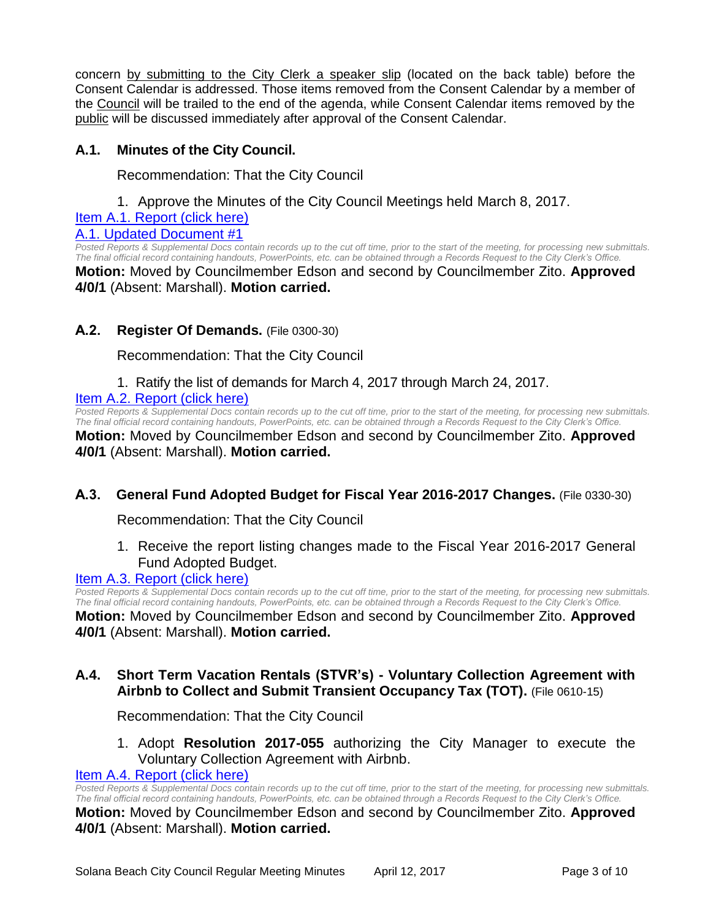concern by submitting to the City Clerk a speaker slip (located on the back table) before the Consent Calendar is addressed. Those items removed from the Consent Calendar by a member of the Council will be trailed to the end of the agenda, while Consent Calendar items removed by the public will be discussed immediately after approval of the Consent Calendar.

### A.1. Minutes of the City Council.

Recommendation: That the City Council

1. Approve the Minutes of the City Council Meetings held March 8, 2017.

Item A.1. Report (click here)

A.1. Updated Document #1

*Posted Reports & Supplemental Docs contain records up to the cut off time, prior to the start of the meeting, for processing new submittals. The final official record containing handouts, PowerPoints, etc. can be obtained through a Records Request to the City Clerk's Office.*

**Motion:** Moved by Councilmember Edson and second by Councilmember Zito. **Approved 4/0/1** (Absent: Marshall). **Motion carried.**

### A.2. Register Of Demands. (File 0300-30)

Recommendation: That the City Council

1. Ratify the list of demands for March 4, 2017 through March 24, 2017.

Item A.2. Report (click here)

*Posted Reports & Supplemental Docs contain records up to the cut off time, prior to the start of the meeting, for processing new submittals. The final official record containing handouts, PowerPoints, etc. can be obtained through a Records Request to the City Clerk's Office.*

**Motion:** Moved by Councilmember Edson and second by Councilmember Zito. **Approved 4/0/1** (Absent: Marshall). **Motion carried.**

### A.3. General Fund Adopted Budget for Fiscal Year 2016-2017 Changes. (File 0330-30)

Recommendation: That the City Council

1. Receive the report listing changes made to the Fiscal Year 2016-2017 General Fund Adopted Budget.

Item A.3. Report (click here)

*Posted Reports & Supplemental Docs contain records up to the cut off time, prior to the start of the meeting, for processing new submittals. The final official record containing handouts, PowerPoints, etc. can be obtained through a Records Request to the City Clerk's Office.*

**Motion:** Moved by Councilmember Edson and second by Councilmember Zito. **Approved 4/0/1** (Absent: Marshall). **Motion carried.**

### A.4. Short Term Vacation Rentals (STVR's) - Voluntary Collection Agreement with Airbnb to Collect and Submit Transient Occupancy Tax (TOT). (File 0610-15)

Recommendation: That the City Council

1. Adopt **Resolution 2017-055** authorizing the City Manager to execute the Voluntary Collection Agreement with Airbnb.

Item A.4. Report (click here)

*Posted Reports & Supplemental Docs contain records up to the cut off time, prior to the start of the meeting, for processing new submittals. The final official record containing handouts, PowerPoints, etc. can be obtained through a Records Request to the City Clerk's Office.*

**Motion:** Moved by Councilmember Edson and second by Councilmember Zito. **Approved 4/0/1** (Absent: Marshall). **Motion carried.**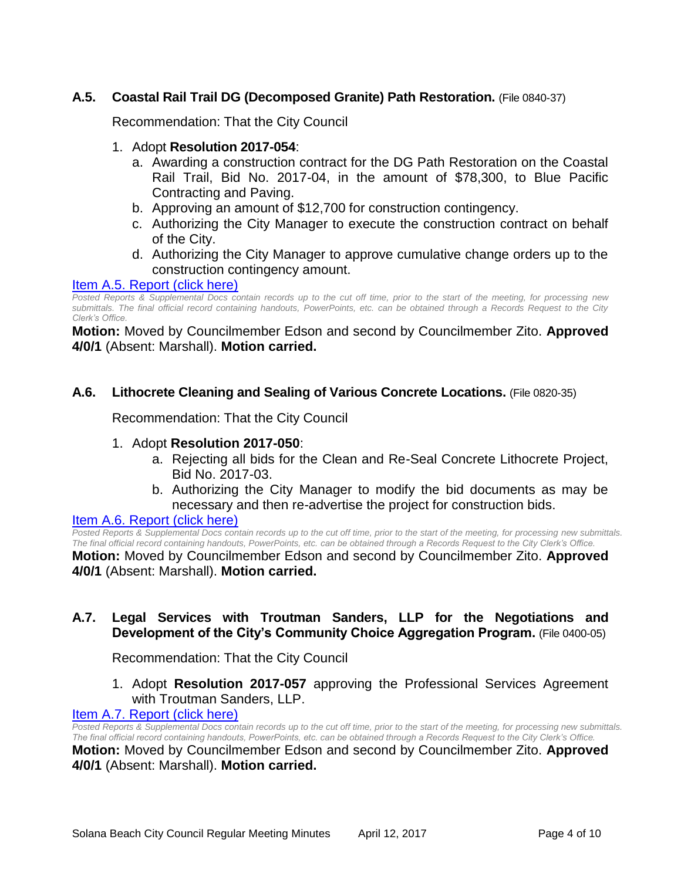### A.5. Coastal Rail Trail DG (Decomposed Granite) Path Restoration. (File 0840-37)

Recommendation: That the City Council

1. Adopt **Resolution 2017-054**:
   a. Awarding a construction contract for the DG Path Restoration on the Coastal Rail Trail, Bid No. 2017-04, in the amount of $78,300, to Blue Pacific Contracting and Paving.
   b. Approving an amount of $12,700 for construction contingency.
   c. Authorizing the City Manager to execute the construction contract on behalf of the City.
   d. Authorizing the City Manager to approve cumulative change orders up to the construction contingency amount.

Item A.5. Report (click here)

*Posted Reports & Supplemental Docs contain records up to the cut off time, prior to the start of the meeting, for processing new submittals. The final official record containing handouts, PowerPoints, etc. can be obtained through a Records Request to the City Clerk's Office.*

**Motion:** Moved by Councilmember Edson and second by Councilmember Zito. **Approved 4/0/1** (Absent: Marshall). **Motion carried.**

### A.6. Lithocrete Cleaning and Sealing of Various Concrete Locations. (File 0820-35)

Recommendation: That the City Council

1. Adopt **Resolution 2017-050**:
   a. Rejecting all bids for the Clean and Re-Seal Concrete Lithocrete Project, Bid No. 2017-03.
   b. Authorizing the City Manager to modify the bid documents as may be necessary and then re-advertise the project for construction bids.

Item A.6. Report (click here)

*Posted Reports & Supplemental Docs contain records up to the cut off time, prior to the start of the meeting, for processing new submittals. The final official record containing handouts, PowerPoints, etc. can be obtained through a Records Request to the City Clerk's Office.*

**Motion:** Moved by Councilmember Edson and second by Councilmember Zito. **Approved 4/0/1** (Absent: Marshall). **Motion carried.**

### A.7. Legal Services with Troutman Sanders, LLP for the Negotiations and Development of the City's Community Choice Aggregation Program. (File 0400-05)

Recommendation: That the City Council

1. Adopt **Resolution 2017-057** approving the Professional Services Agreement with Troutman Sanders, LLP.

Item A.7. Report (click here)

*Posted Reports & Supplemental Docs contain records up to the cut off time, prior to the start of the meeting, for processing new submittals. The final official record containing handouts, PowerPoints, etc. can be obtained through a Records Request to the City Clerk's Office.*

**Motion:** Moved by Councilmember Edson and second by Councilmember Zito. **Approved 4/0/1** (Absent: Marshall). **Motion carried.**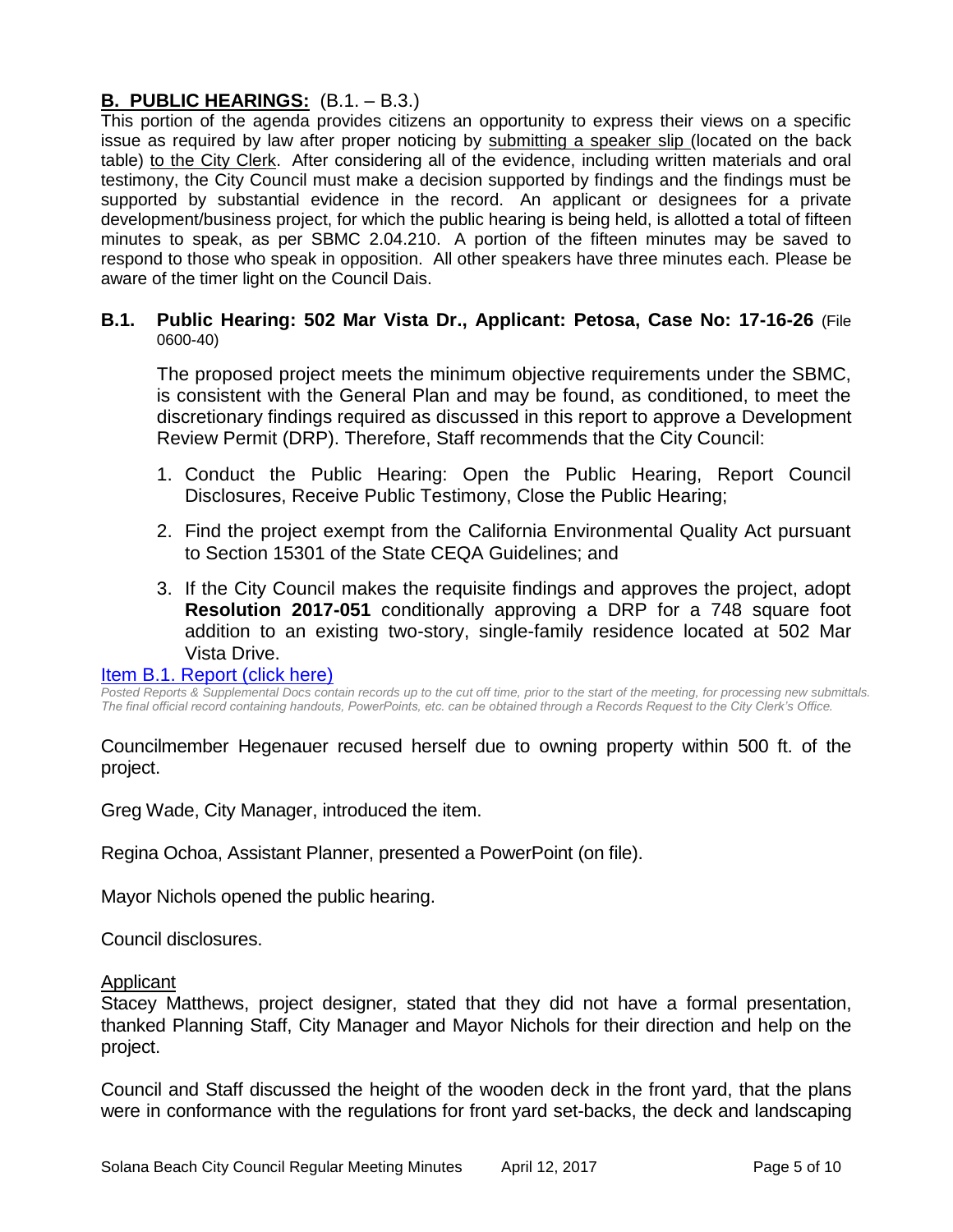## B. PUBLIC HEARINGS: (B.1. – B.3.)

This portion of the agenda provides citizens an opportunity to express their views on a specific issue as required by law after proper noticing by submitting a speaker slip (located on the back table) to the City Clerk. After considering all of the evidence, including written materials and oral testimony, the City Council must make a decision supported by findings and the findings must be supported by substantial evidence in the record. An applicant or designees for a private development/business project, for which the public hearing is being held, is allotted a total of fifteen minutes to speak, as per SBMC 2.04.210. A portion of the fifteen minutes may be saved to respond to those who speak in opposition. All other speakers have three minutes each. Please be aware of the timer light on the Council Dais.

### B.1. Public Hearing: 502 Mar Vista Dr., Applicant: Petosa, Case No: 17-16-26 (File 0600-40)

The proposed project meets the minimum objective requirements under the SBMC, is consistent with the General Plan and may be found, as conditioned, to meet the discretionary findings required as discussed in this report to approve a Development Review Permit (DRP). Therefore, Staff recommends that the City Council:

1. Conduct the Public Hearing: Open the Public Hearing, Report Council Disclosures, Receive Public Testimony, Close the Public Hearing;
2. Find the project exempt from the California Environmental Quality Act pursuant to Section 15301 of the State CEQA Guidelines; and
3. If the City Council makes the requisite findings and approves the project, adopt **Resolution 2017-051** conditionally approving a DRP for a 748 square foot addition to an existing two-story, single-family residence located at 502 Mar Vista Drive.

Item B.1. Report (click here)

*Posted Reports & Supplemental Docs contain records up to the cut off time, prior to the start of the meeting, for processing new submittals. The final official record containing handouts, PowerPoints, etc. can be obtained through a Records Request to the City Clerk's Office.*

Councilmember Hegenauer recused herself due to owning property within 500 ft. of the project.

Greg Wade, City Manager, introduced the item.

Regina Ochoa, Assistant Planner, presented a PowerPoint (on file).

Mayor Nichols opened the public hearing.

Council disclosures.

Applicant

Stacey Matthews, project designer, stated that they did not have a formal presentation, thanked Planning Staff, City Manager and Mayor Nichols for their direction and help on the project.

Council and Staff discussed the height of the wooden deck in the front yard, that the plans were in conformance with the regulations for front yard set-backs, the deck and landscaping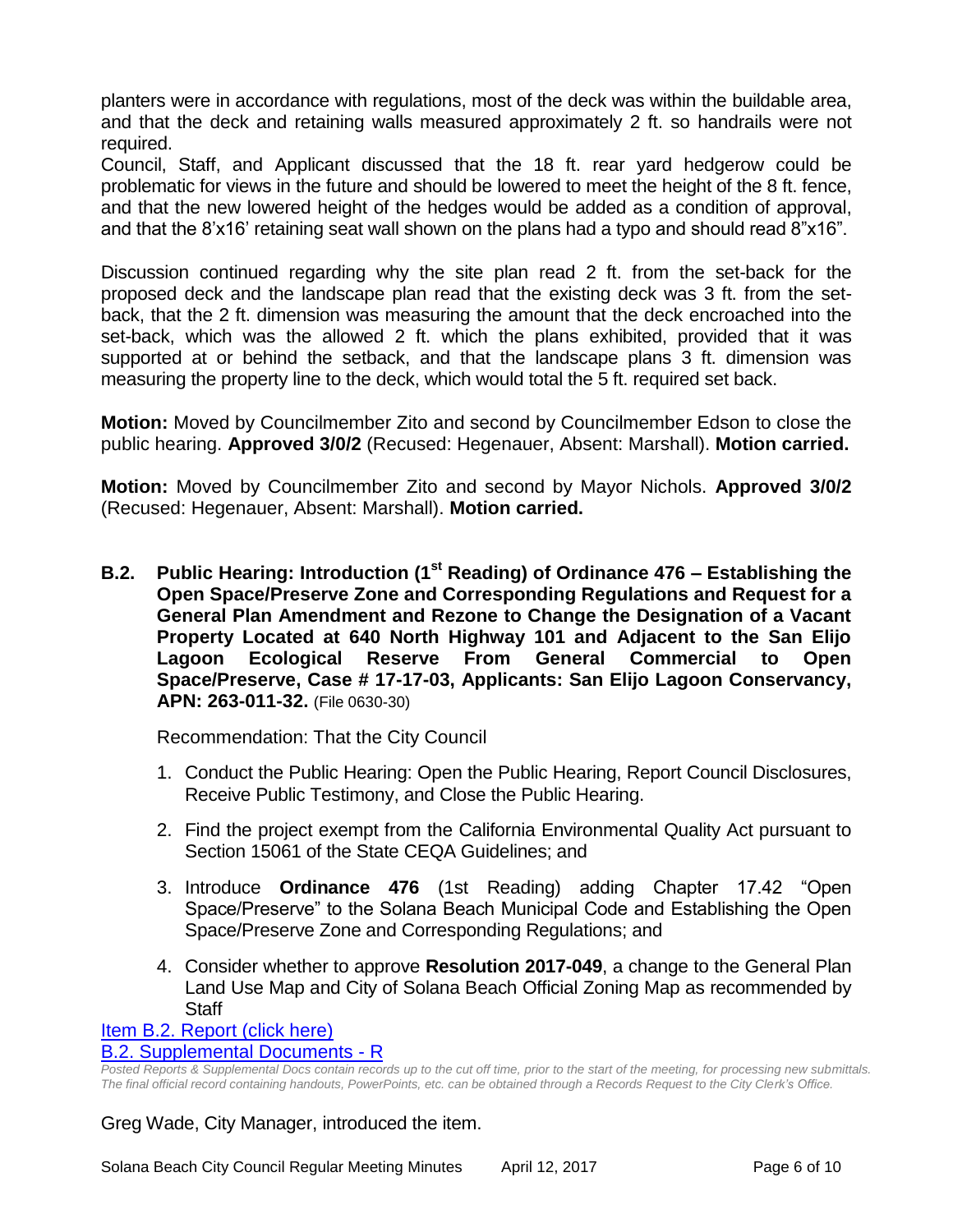planters were in accordance with regulations, most of the deck was within the buildable area, and that the deck and retaining walls measured approximately 2 ft. so handrails were not required.

Council, Staff, and Applicant discussed that the 18 ft. rear yard hedgerow could be problematic for views in the future and should be lowered to meet the height of the 8 ft. fence, and that the new lowered height of the hedges would be added as a condition of approval, and that the 8'x16' retaining seat wall shown on the plans had a typo and should read 8"x16".

Discussion continued regarding why the site plan read 2 ft. from the set-back for the proposed deck and the landscape plan read that the existing deck was 3 ft. from the set-back, that the 2 ft. dimension was measuring the amount that the deck encroached into the set-back, which was the allowed 2 ft. which the plans exhibited, provided that it was supported at or behind the setback, and that the landscape plans 3 ft. dimension was measuring the property line to the deck, which would total the 5 ft. required set back.

**Motion:** Moved by Councilmember Zito and second by Councilmember Edson to close the public hearing. **Approved 3/0/2** (Recused: Hegenauer, Absent: Marshall). **Motion carried.**

**Motion:** Moved by Councilmember Zito and second by Mayor Nichols. **Approved 3/0/2** (Recused: Hegenauer, Absent: Marshall). **Motion carried.**

**B.2. Public Hearing: Introduction (1st Reading) of Ordinance 476 – Establishing the Open Space/Preserve Zone and Corresponding Regulations and Request for a General Plan Amendment and Rezone to Change the Designation of a Vacant Property Located at 640 North Highway 101 and Adjacent to the San Elijo Lagoon Ecological Reserve From General Commercial to Open Space/Preserve, Case # 17-17-03, Applicants: San Elijo Lagoon Conservancy, APN: 263-011-32.** (File 0630-30)

Recommendation: That the City Council

1. Conduct the Public Hearing: Open the Public Hearing, Report Council Disclosures, Receive Public Testimony, and Close the Public Hearing.
2. Find the project exempt from the California Environmental Quality Act pursuant to Section 15061 of the State CEQA Guidelines; and
3. Introduce **Ordinance 476** (1st Reading) adding Chapter 17.42 "Open Space/Preserve" to the Solana Beach Municipal Code and Establishing the Open Space/Preserve Zone and Corresponding Regulations; and
4. Consider whether to approve **Resolution 2017-049**, a change to the General Plan Land Use Map and City of Solana Beach Official Zoning Map as recommended by Staff

Item B.2. Report (click here)
B.2. Supplemental Documents - R

*Posted Reports & Supplemental Docs contain records up to the cut off time, prior to the start of the meeting, for processing new submittals. The final official record containing handouts, PowerPoints, etc. can be obtained through a Records Request to the City Clerk's Office.*

Greg Wade, City Manager, introduced the item.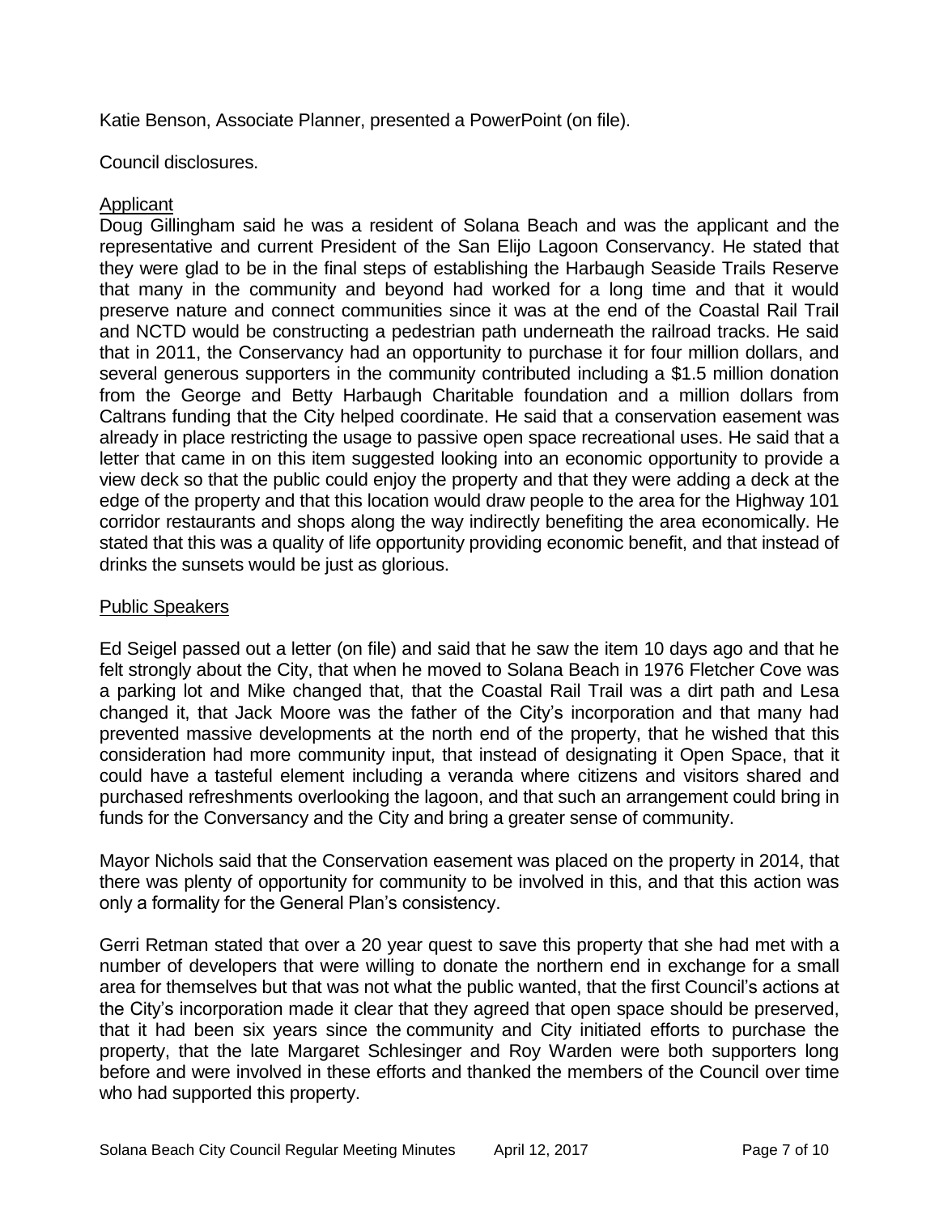Katie Benson, Associate Planner, presented a PowerPoint (on file).

Council disclosures.

Applicant

Doug Gillingham said he was a resident of Solana Beach and was the applicant and the representative and current President of the San Elijo Lagoon Conservancy. He stated that they were glad to be in the final steps of establishing the Harbaugh Seaside Trails Reserve that many in the community and beyond had worked for a long time and that it would preserve nature and connect communities since it was at the end of the Coastal Rail Trail and NCTD would be constructing a pedestrian path underneath the railroad tracks. He said that in 2011, the Conservancy had an opportunity to purchase it for four million dollars, and several generous supporters in the community contributed including a \$1.5 million donation from the George and Betty Harbaugh Charitable foundation and a million dollars from Caltrans funding that the City helped coordinate. He said that a conservation easement was already in place restricting the usage to passive open space recreational uses. He said that a letter that came in on this item suggested looking into an economic opportunity to provide a view deck so that the public could enjoy the property and that they were adding a deck at the edge of the property and that this location would draw people to the area for the Highway 101 corridor restaurants and shops along the way indirectly benefiting the area economically. He stated that this was a quality of life opportunity providing economic benefit, and that instead of drinks the sunsets would be just as glorious.

Public Speakers

Ed Seigel passed out a letter (on file) and said that he saw the item 10 days ago and that he felt strongly about the City, that when he moved to Solana Beach in 1976 Fletcher Cove was a parking lot and Mike changed that, that the Coastal Rail Trail was a dirt path and Lesa changed it, that Jack Moore was the father of the City's incorporation and that many had prevented massive developments at the north end of the property, that he wished that this consideration had more community input, that instead of designating it Open Space, that it could have a tasteful element including a veranda where citizens and visitors shared and purchased refreshments overlooking the lagoon, and that such an arrangement could bring in funds for the Conversancy and the City and bring a greater sense of community.

Mayor Nichols said that the Conservation easement was placed on the property in 2014, that there was plenty of opportunity for community to be involved in this, and that this action was only a formality for the General Plan's consistency.

Gerri Retman stated that over a 20 year quest to save this property that she had met with a number of developers that were willing to donate the northern end in exchange for a small area for themselves but that was not what the public wanted, that the first Council's actions at the City's incorporation made it clear that they agreed that open space should be preserved, that it had been six years since the community and City initiated efforts to purchase the property, that the late Margaret Schlesinger and Roy Warden were both supporters long before and were involved in these efforts and thanked the members of the Council over time who had supported this property.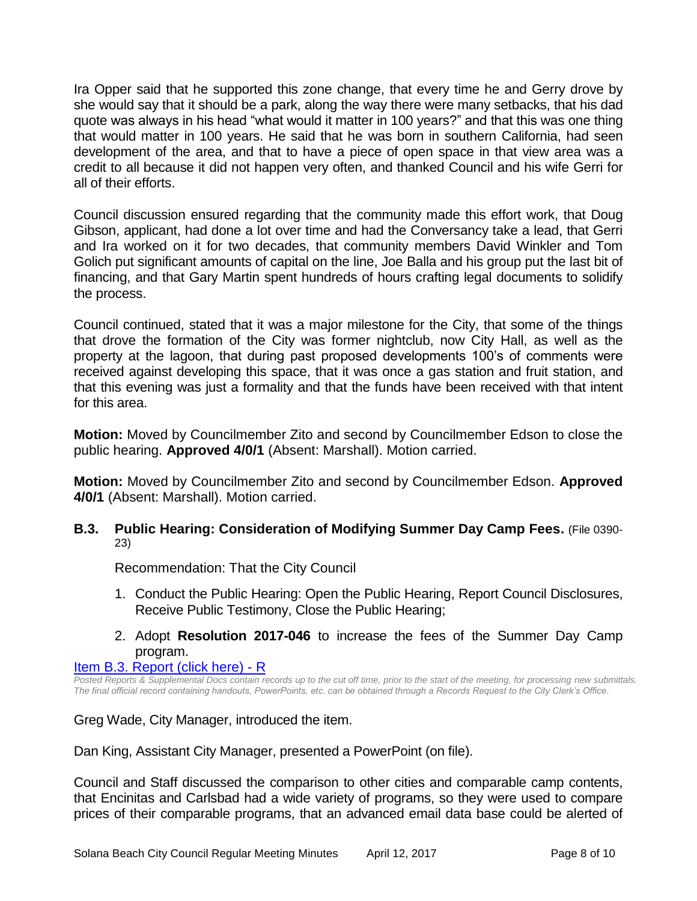Ira Opper said that he supported this zone change, that every time he and Gerry drove by she would say that it should be a park, along the way there were many setbacks, that his dad quote was always in his head "what would it matter in 100 years?" and that this was one thing that would matter in 100 years. He said that he was born in southern California, had seen development of the area, and that to have a piece of open space in that view area was a credit to all because it did not happen very often, and thanked Council and his wife Gerri for all of their efforts.

Council discussion ensured regarding that the community made this effort work, that Doug Gibson, applicant, had done a lot over time and had the Conversancy take a lead, that Gerri and Ira worked on it for two decades, that community members David Winkler and Tom Golich put significant amounts of capital on the line, Joe Balla and his group put the last bit of financing, and that Gary Martin spent hundreds of hours crafting legal documents to solidify the process.

Council continued, stated that it was a major milestone for the City, that some of the things that drove the formation of the City was former nightclub, now City Hall, as well as the property at the lagoon, that during past proposed developments 100's of comments were received against developing this space, that it was once a gas station and fruit station, and that this evening was just a formality and that the funds have been received with that intent for this area.

**Motion:** Moved by Councilmember Zito and second by Councilmember Edson to close the public hearing. **Approved 4/0/1** (Absent: Marshall). Motion carried.

**Motion:** Moved by Councilmember Zito and second by Councilmember Edson. **Approved 4/0/1** (Absent: Marshall). Motion carried.

### B.3. Public Hearing: Consideration of Modifying Summer Day Camp Fees. (File 0390-23)

Recommendation: That the City Council

1. Conduct the Public Hearing: Open the Public Hearing, Report Council Disclosures, Receive Public Testimony, Close the Public Hearing;
2. Adopt **Resolution 2017-046** to increase the fees of the Summer Day Camp program.

Item B.3. Report (click here) - R

*Posted Reports & Supplemental Docs contain records up to the cut off time, prior to the start of the meeting, for processing new submittals. The final official record containing handouts, PowerPoints, etc. can be obtained through a Records Request to the City Clerk's Office.*

Greg Wade, City Manager, introduced the item.

Dan King, Assistant City Manager, presented a PowerPoint (on file).

Council and Staff discussed the comparison to other cities and comparable camp contents, that Encinitas and Carlsbad had a wide variety of programs, so they were used to compare prices of their comparable programs, that an advanced email data base could be alerted of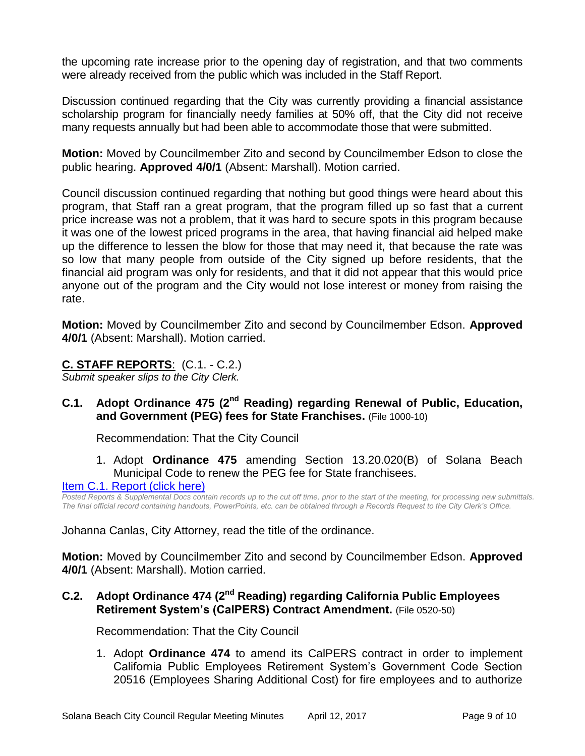the upcoming rate increase prior to the opening day of registration, and that two comments were already received from the public which was included in the Staff Report.

Discussion continued regarding that the City was currently providing a financial assistance scholarship program for financially needy families at 50% off, that the City did not receive many requests annually but had been able to accommodate those that were submitted.

**Motion:** Moved by Councilmember Zito and second by Councilmember Edson to close the public hearing. **Approved 4/0/1** (Absent: Marshall). Motion carried.

Council discussion continued regarding that nothing but good things were heard about this program, that Staff ran a great program, that the program filled up so fast that a current price increase was not a problem, that it was hard to secure spots in this program because it was one of the lowest priced programs in the area, that having financial aid helped make up the difference to lessen the blow for those that may need it, that because the rate was so low that many people from outside of the City signed up before residents, that the financial aid program was only for residents, and that it did not appear that this would price anyone out of the program and the City would not lose interest or money from raising the rate.

**Motion:** Moved by Councilmember Zito and second by Councilmember Edson. **Approved 4/0/1** (Absent: Marshall). Motion carried.

## C. STAFF REPORTS: (C.1. - C.2.)

*Submit speaker slips to the City Clerk.*

### C.1. Adopt Ordinance 475 (2nd Reading) regarding Renewal of Public, Education, and Government (PEG) fees for State Franchises. (File 1000-10)

Recommendation: That the City Council

1. Adopt **Ordinance 475** amending Section 13.20.020(B) of Solana Beach Municipal Code to renew the PEG fee for State franchisees.

Item C.1. Report (click here)

*Posted Reports & Supplemental Docs contain records up to the cut off time, prior to the start of the meeting, for processing new submittals. The final official record containing handouts, PowerPoints, etc. can be obtained through a Records Request to the City Clerk's Office.*

Johanna Canlas, City Attorney, read the title of the ordinance.

**Motion:** Moved by Councilmember Zito and second by Councilmember Edson. **Approved 4/0/1** (Absent: Marshall). Motion carried.

### C.2. Adopt Ordinance 474 (2nd Reading) regarding California Public Employees Retirement System's (CalPERS) Contract Amendment. (File 0520-50)

Recommendation: That the City Council

1. Adopt **Ordinance 474** to amend its CalPERS contract in order to implement California Public Employees Retirement System's Government Code Section 20516 (Employees Sharing Additional Cost) for fire employees and to authorize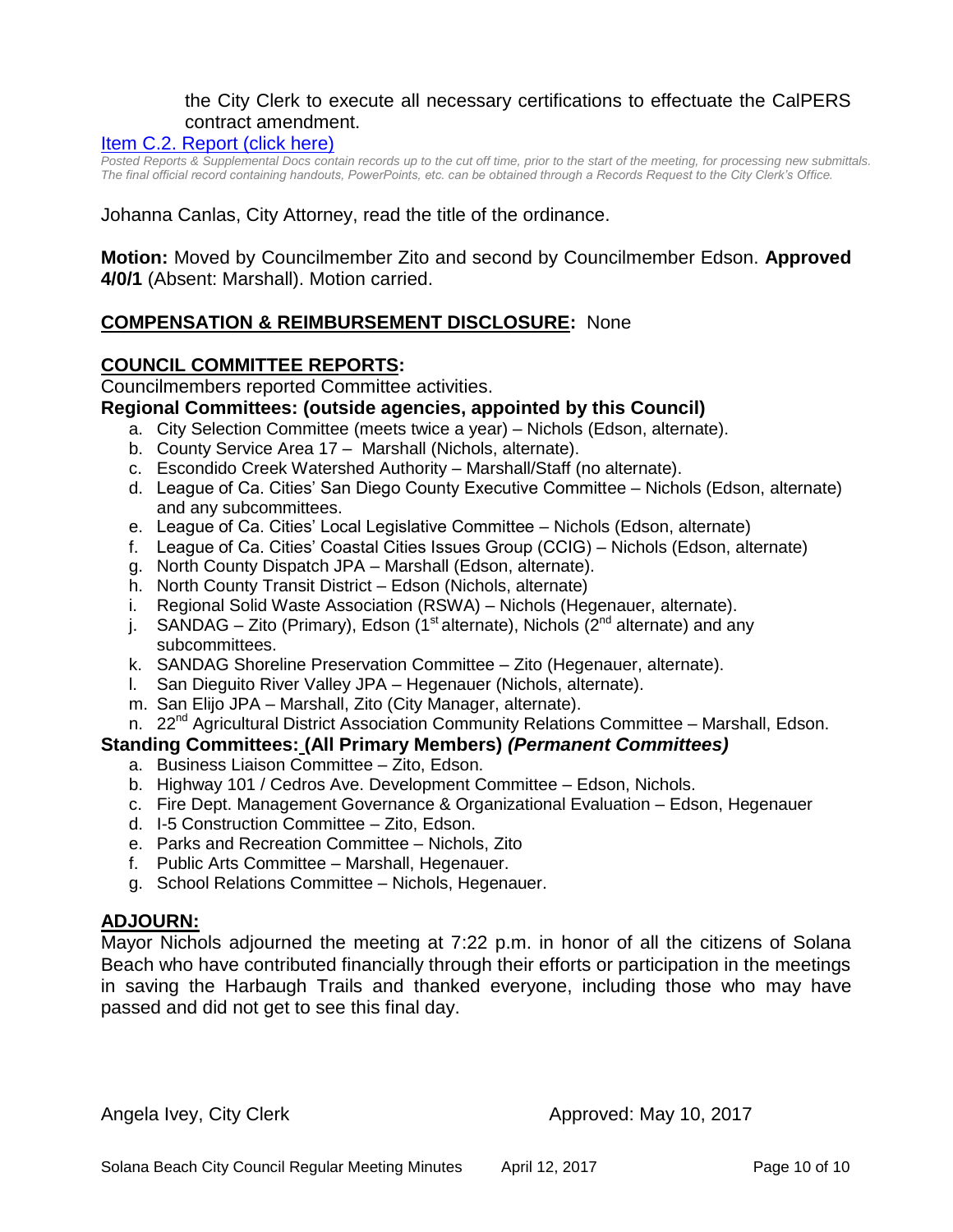the City Clerk to execute all necessary certifications to effectuate the CalPERS contract amendment.

[Item C.2. Report (click here)](#)

*Posted Reports & Supplemental Docs contain records up to the cut off time, prior to the start of the meeting, for processing new submittals. The final official record containing handouts, PowerPoints, etc. can be obtained through a Records Request to the City Clerk's Office.*

Johanna Canlas, City Attorney, read the title of the ordinance.

**Motion:** Moved by Councilmember Zito and second by Councilmember Edson. **Approved 4/0/1** (Absent: Marshall). Motion carried.

## COMPENSATION & REIMBURSEMENT DISCLOSURE: None

## COUNCIL COMMITTEE REPORTS:

Councilmembers reported Committee activities.

**Regional Committees: (outside agencies, appointed by this Council)**

a. City Selection Committee (meets twice a year) – Nichols (Edson, alternate).
b. County Service Area 17 – Marshall (Nichols, alternate).
c. Escondido Creek Watershed Authority – Marshall/Staff (no alternate).
d. League of Ca. Cities' San Diego County Executive Committee – Nichols (Edson, alternate) and any subcommittees.
e. League of Ca. Cities' Local Legislative Committee – Nichols (Edson, alternate)
f. League of Ca. Cities' Coastal Cities Issues Group (CCIG) – Nichols (Edson, alternate)
g. North County Dispatch JPA – Marshall (Edson, alternate).
h. North County Transit District – Edson (Nichols, alternate)
i. Regional Solid Waste Association (RSWA) – Nichols (Hegenauer, alternate).
j. SANDAG – Zito (Primary), Edson (1st alternate), Nichols (2nd alternate) and any subcommittees.
k. SANDAG Shoreline Preservation Committee – Zito (Hegenauer, alternate).
l. San Dieguito River Valley JPA – Hegenauer (Nichols, alternate).
m. San Elijo JPA – Marshall, Zito (City Manager, alternate).
n. 22nd Agricultural District Association Community Relations Committee – Marshall, Edson.

**Standing Committees: (All Primary Members) *(Permanent Committees)***

a. Business Liaison Committee – Zito, Edson.
b. Highway 101 / Cedros Ave. Development Committee – Edson, Nichols.
c. Fire Dept. Management Governance & Organizational Evaluation – Edson, Hegenauer
d. I-5 Construction Committee – Zito, Edson.
e. Parks and Recreation Committee – Nichols, Zito
f. Public Arts Committee – Marshall, Hegenauer.
g. School Relations Committee – Nichols, Hegenauer.

## ADJOURN:

Mayor Nichols adjourned the meeting at 7:22 p.m. in honor of all the citizens of Solana Beach who have contributed financially through their efforts or participation in the meetings in saving the Harbaugh Trails and thanked everyone, including those who may have passed and did not get to see this final day.

Angela Ivey, City Clerk                    Approved: May 10, 2017